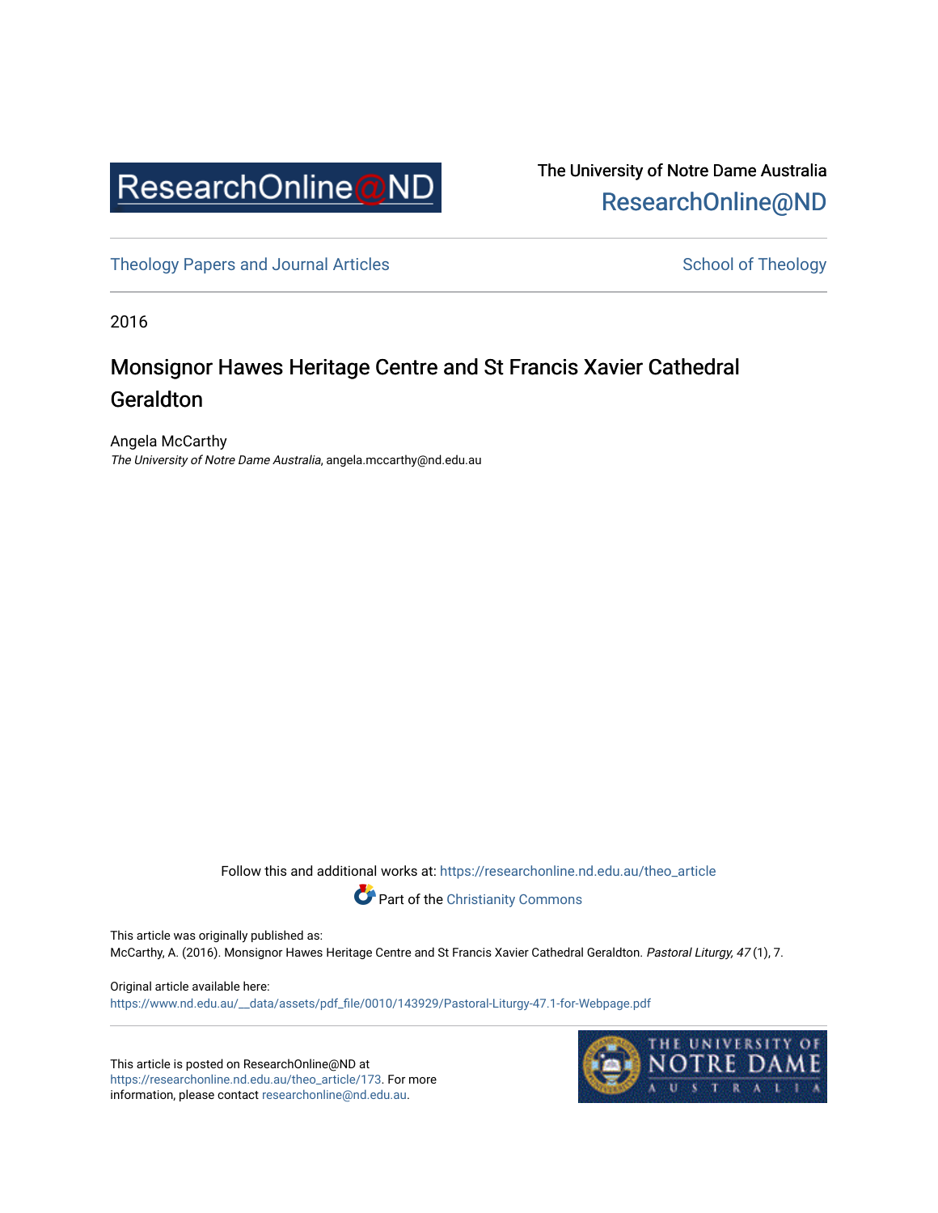The University of Notre Dame Australia
ResearchOnline@ND

Theology Papers and Journal Articles — School of Theology

2016

# Monsignor Hawes Heritage Centre and St Francis Xavier Cathedral Geraldton

Angela McCarthy
*The University of Notre Dame Australia*, angela.mccarthy@nd.edu.au

Follow this and additional works at: https://researchonline.nd.edu.au/theo_article

Part of the Christianity Commons

This article was originally published as:
McCarthy, A. (2016). Monsignor Hawes Heritage Centre and St Francis Xavier Cathedral Geraldton. *Pastoral Liturgy, 47* (1), 7.

Original article available here:
https://www.nd.edu.au/__data/assets/pdf_file/0010/143929/Pastoral-Liturgy-47.1-for-Webpage.pdf

This article is posted on ResearchOnline@ND at https://researchonline.nd.edu.au/theo_article/173. For more information, please contact researchonline@nd.edu.au.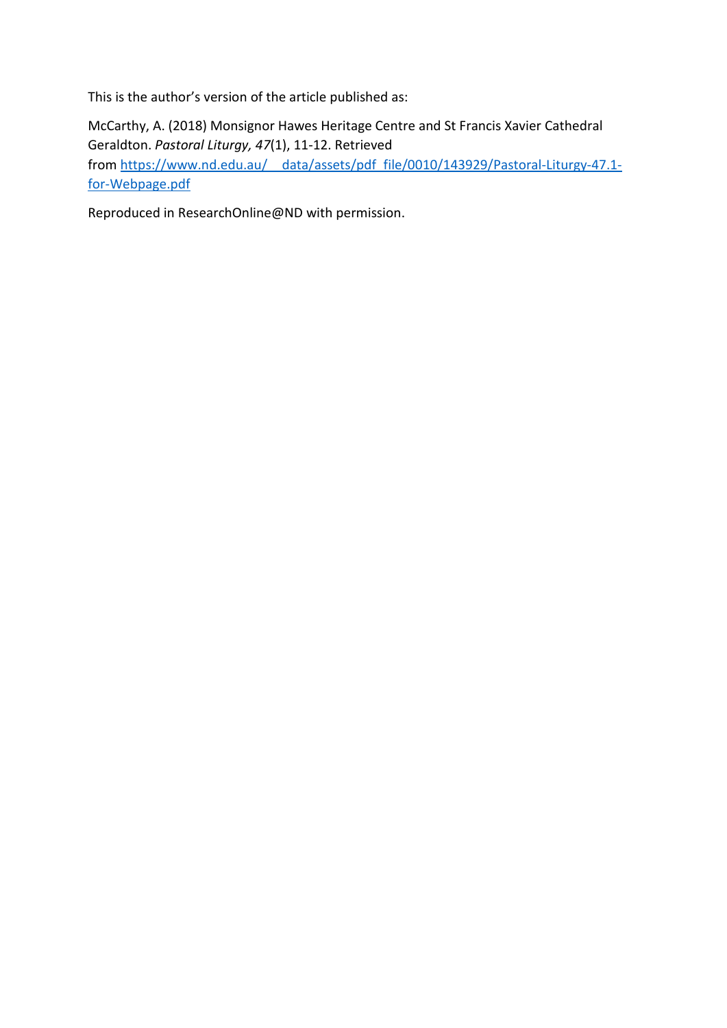This is the author's version of the article published as:

McCarthy, A. (2018) Monsignor Hawes Heritage Centre and St Francis Xavier Cathedral Geraldton. *Pastoral Liturgy, 47*(1), 11-12. Retrieved from [https://www.nd.edu.au/__data/assets/pdf_file/0010/143929/Pastoral-Liturgy-47.1-for-Webpage.pdf](https://www.nd.edu.au/__data/assets/pdf_file/0010/143929/Pastoral-Liturgy-47.1-for-Webpage.pdf)

Reproduced in ResearchOnline@ND with permission.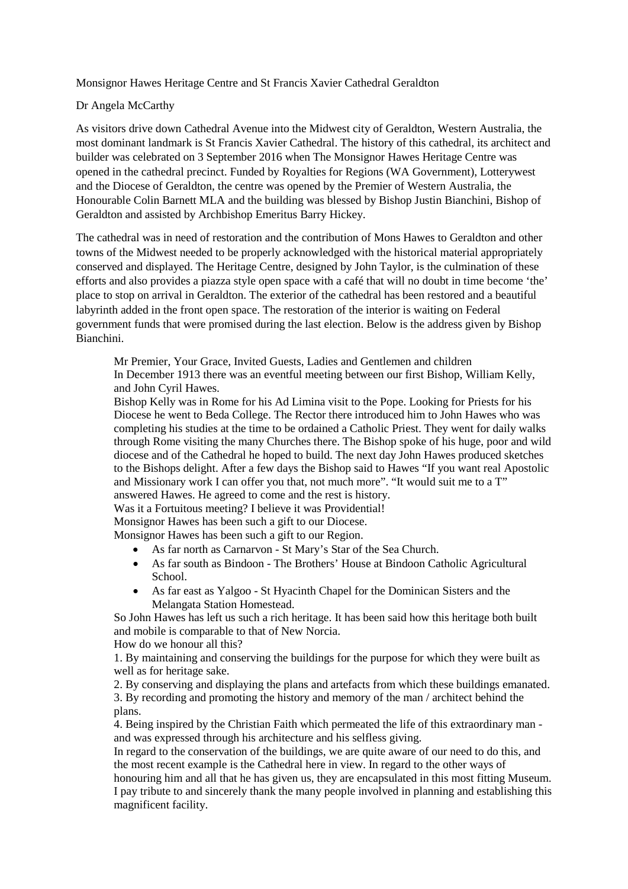Monsignor Hawes Heritage Centre and St Francis Xavier Cathedral Geraldton

Dr Angela McCarthy

As visitors drive down Cathedral Avenue into the Midwest city of Geraldton, Western Australia, the most dominant landmark is St Francis Xavier Cathedral. The history of this cathedral, its architect and builder was celebrated on 3 September 2016 when The Monsignor Hawes Heritage Centre was opened in the cathedral precinct. Funded by Royalties for Regions (WA Government), Lotterywest and the Diocese of Geraldton, the centre was opened by the Premier of Western Australia, the Honourable Colin Barnett MLA and the building was blessed by Bishop Justin Bianchini, Bishop of Geraldton and assisted by Archbishop Emeritus Barry Hickey.

The cathedral was in need of restoration and the contribution of Mons Hawes to Geraldton and other towns of the Midwest needed to be properly acknowledged with the historical material appropriately conserved and displayed. The Heritage Centre, designed by John Taylor, is the culmination of these efforts and also provides a piazza style open space with a café that will no doubt in time become 'the' place to stop on arrival in Geraldton. The exterior of the cathedral has been restored and a beautiful labyrinth added in the front open space. The restoration of the interior is waiting on Federal government funds that were promised during the last election. Below is the address given by Bishop Bianchini.

> Mr Premier, Your Grace, Invited Guests, Ladies and Gentlemen and children
>
> In December 1913 there was an eventful meeting between our first Bishop, William Kelly, and John Cyril Hawes.
>
> Bishop Kelly was in Rome for his Ad Limina visit to the Pope. Looking for Priests for his Diocese he went to Beda College. The Rector there introduced him to John Hawes who was completing his studies at the time to be ordained a Catholic Priest. They went for daily walks through Rome visiting the many Churches there. The Bishop spoke of his huge, poor and wild diocese and of the Cathedral he hoped to build. The next day John Hawes produced sketches to the Bishops delight. After a few days the Bishop said to Hawes "If you want real Apostolic and Missionary work I can offer you that, not much more". "It would suit me to a T" answered Hawes. He agreed to come and the rest is history.
>
> Was it a Fortuitous meeting? I believe it was Providential!
>
> Monsignor Hawes has been such a gift to our Diocese.
>
> Monsignor Hawes has been such a gift to our Region.
>
> - As far north as Carnarvon - St Mary's Star of the Sea Church.
> - As far south as Bindoon - The Brothers' House at Bindoon Catholic Agricultural School.
> - As far east as Yalgoo - St Hyacinth Chapel for the Dominican Sisters and the Melangata Station Homestead.
>
> So John Hawes has left us such a rich heritage. It has been said how this heritage both built and mobile is comparable to that of New Norcia.
>
> How do we honour all this?
>
> 1. By maintaining and conserving the buildings for the purpose for which they were built as well as for heritage sake.
> 2. By conserving and displaying the plans and artefacts from which these buildings emanated.
> 3. By recording and promoting the history and memory of the man / architect behind the plans.
> 4. Being inspired by the Christian Faith which permeated the life of this extraordinary man - and was expressed through his architecture and his selfless giving.
>
> In regard to the conservation of the buildings, we are quite aware of our need to do this, and the most recent example is the Cathedral here in view. In regard to the other ways of honouring him and all that he has given us, they are encapsulated in this most fitting Museum. I pay tribute to and sincerely thank the many people involved in planning and establishing this magnificent facility.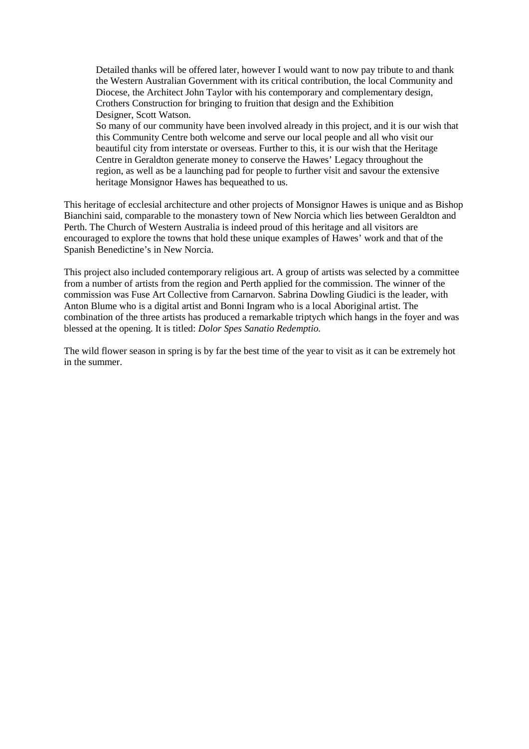> Detailed thanks will be offered later, however I would want to now pay tribute to and thank the Western Australian Government with its critical contribution, the local Community and Diocese, the Architect John Taylor with his contemporary and complementary design, Crothers Construction for bringing to fruition that design and the Exhibition Designer, Scott Watson.
> So many of our community have been involved already in this project, and it is our wish that this Community Centre both welcome and serve our local people and all who visit our beautiful city from interstate or overseas. Further to this, it is our wish that the Heritage Centre in Geraldton generate money to conserve the Hawes' Legacy throughout the region, as well as be a launching pad for people to further visit and savour the extensive heritage Monsignor Hawes has bequeathed to us.

This heritage of ecclesial architecture and other projects of Monsignor Hawes is unique and as Bishop Bianchini said, comparable to the monastery town of New Norcia which lies between Geraldton and Perth. The Church of Western Australia is indeed proud of this heritage and all visitors are encouraged to explore the towns that hold these unique examples of Hawes' work and that of the Spanish Benedictine's in New Norcia.

This project also included contemporary religious art. A group of artists was selected by a committee from a number of artists from the region and Perth applied for the commission. The winner of the commission was Fuse Art Collective from Carnarvon. Sabrina Dowling Giudici is the leader, with Anton Blume who is a digital artist and Bonni Ingram who is a local Aboriginal artist. The combination of the three artists has produced a remarkable triptych which hangs in the foyer and was blessed at the opening. It is titled: *Dolor Spes Sanatio Redemptio.*

The wild flower season in spring is by far the best time of the year to visit as it can be extremely hot in the summer.